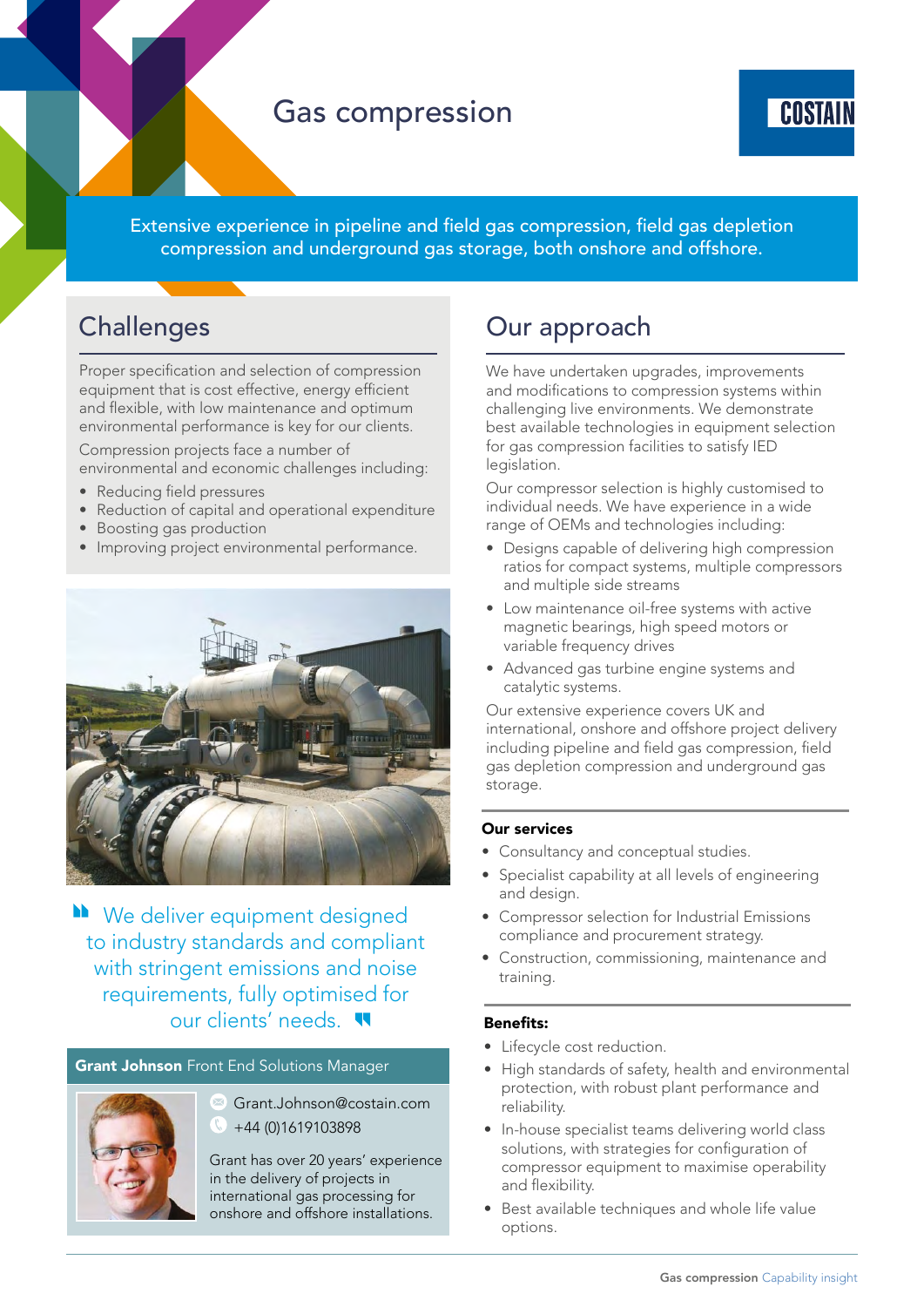# Gas compression

COSTAIN

Extensive experience in pipeline and field gas compression, field gas depletion compression and underground gas storage, both onshore and offshore.

## Challenges

Proper specification and selection of compression equipment that is cost effective, energy efficient and flexible, with low maintenance and optimum environmental performance is key for our clients.

Compression projects face a number of environmental and economic challenges including:

- Reducing field pressures
- Reduction of capital and operational expenditure
- Boosting gas production
- Improving project environmental performance.

> We deliver equipment designed to industry standards and compliant with stringent emissions and noise requirements, fully optimised for our clients' needs.

**Grant Johnson** Front End Solutions Manager

Grant.Johnson@costain.com

+44 (0)1619103898

Grant has over 20 years' experience in the delivery of projects in international gas processing for onshore and offshore installations.

## Our approach

We have undertaken upgrades, improvements and modifications to compression systems within challenging live environments. We demonstrate best available technologies in equipment selection for gas compression facilities to satisfy IED legislation.

Our compressor selection is highly customised to individual needs. We have experience in a wide range of OEMs and technologies including:

- Designs capable of delivering high compression ratios for compact systems, multiple compressors and multiple side streams
- Low maintenance oil-free systems with active magnetic bearings, high speed motors or variable frequency drives
- Advanced gas turbine engine systems and catalytic systems.

Our extensive experience covers UK and international, onshore and offshore project delivery including pipeline and field gas compression, field gas depletion compression and underground gas storage.

### Our services

- Consultancy and conceptual studies.
- Specialist capability at all levels of engineering and design.
- Compressor selection for Industrial Emissions compliance and procurement strategy.
- Construction, commissioning, maintenance and training.

### Benefits:

- Lifecycle cost reduction.
- High standards of safety, health and environmental protection, with robust plant performance and reliability.
- In-house specialist teams delivering world class solutions, with strategies for configuration of compressor equipment to maximise operability and flexibility.
- Best available techniques and whole life value options.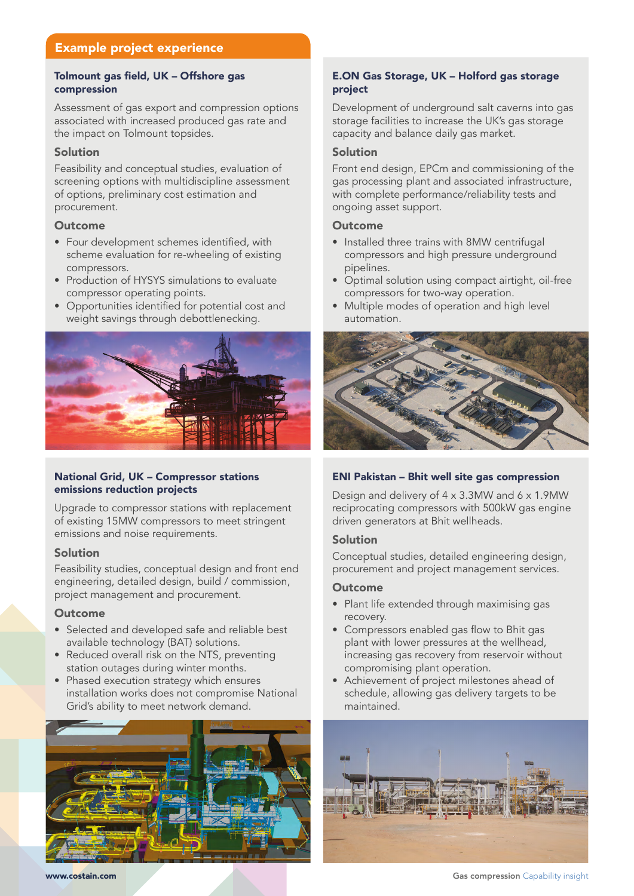## Example project experience

### Tolmount gas field, UK – Offshore gas compression

Assessment of gas export and compression options associated with increased produced gas rate and the impact on Tolmount topsides.

#### Solution

Feasibility and conceptual studies, evaluation of screening options with multidiscipline assessment of options, preliminary cost estimation and procurement.

#### Outcome

- Four development schemes identified, with scheme evaluation for re-wheeling of existing compressors.
- Production of HYSYS simulations to evaluate compressor operating points.
- Opportunities identified for potential cost and weight savings through debottlenecking.

### E.ON Gas Storage, UK – Holford gas storage project

Development of underground salt caverns into gas storage facilities to increase the UK's gas storage capacity and balance daily gas market.

#### Solution

Front end design, EPCm and commissioning of the gas processing plant and associated infrastructure, with complete performance/reliability tests and ongoing asset support.

#### Outcome

- Installed three trains with 8MW centrifugal compressors and high pressure underground pipelines.
- Optimal solution using compact airtight, oil-free compressors for two-way operation.
- Multiple modes of operation and high level automation.

### National Grid, UK – Compressor stations emissions reduction projects

Upgrade to compressor stations with replacement of existing 15MW compressors to meet stringent emissions and noise requirements.

#### Solution

Feasibility studies, conceptual design and front end engineering, detailed design, build / commission, project management and procurement.

#### Outcome

- Selected and developed safe and reliable best available technology (BAT) solutions.
- Reduced overall risk on the NTS, preventing station outages during winter months.
- Phased execution strategy which ensures installation works does not compromise National Grid's ability to meet network demand.

### ENI Pakistan – Bhit well site gas compression

Design and delivery of 4 x 3.3MW and 6 x 1.9MW reciprocating compressors with 500kW gas engine driven generators at Bhit wellheads.

#### Solution

Conceptual studies, detailed engineering design, procurement and project management services.

#### Outcome

- Plant life extended through maximising gas recovery.
- Compressors enabled gas flow to Bhit gas plant with lower pressures at the wellhead, increasing gas recovery from reservoir without compromising plant operation.
- Achievement of project milestones ahead of schedule, allowing gas delivery targets to be maintained.